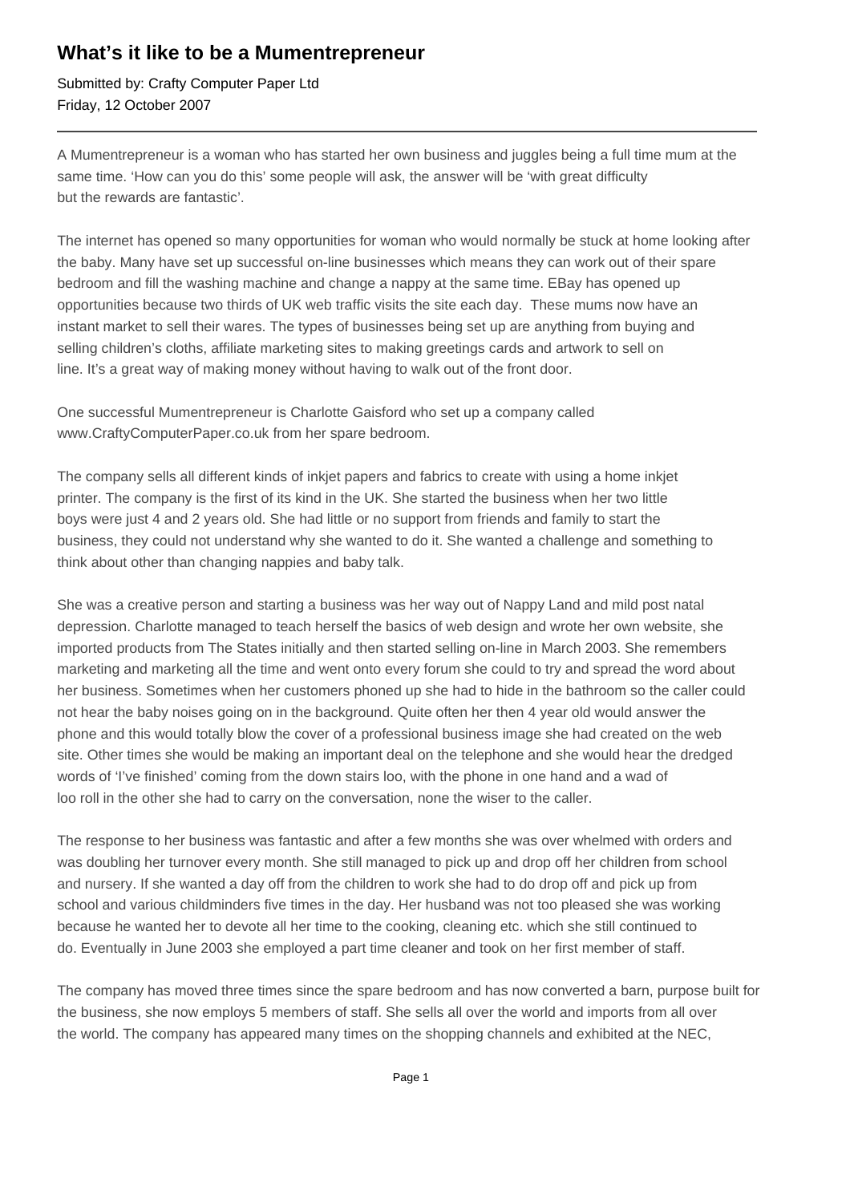# What's it like to be a Mumentrepreneur

Submitted by: Crafty Computer Paper Ltd
Friday, 12 October 2007

---

A Mumentrepreneur is a woman who has started her own business and juggles being a full time mum at the same time. 'How can you do this' some people will ask, the answer will be 'with great difficulty but the rewards are fantastic'.

The internet has opened so many opportunities for woman who would normally be stuck at home looking after the baby. Many have set up successful on-line businesses which means they can work out of their spare bedroom and fill the washing machine and change a nappy at the same time. EBay has opened up opportunities because two thirds of UK web traffic visits the site each day. These mums now have an instant market to sell their wares. The types of businesses being set up are anything from buying and selling children's cloths, affiliate marketing sites to making greetings cards and artwork to sell on line. It's a great way of making money without having to walk out of the front door.

One successful Mumentrepreneur is Charlotte Gaisford who set up a company called www.CraftyComputerPaper.co.uk from her spare bedroom.

The company sells all different kinds of inkjet papers and fabrics to create with using a home inkjet printer. The company is the first of its kind in the UK. She started the business when her two little boys were just 4 and 2 years old. She had little or no support from friends and family to start the business, they could not understand why she wanted to do it. She wanted a challenge and something to think about other than changing nappies and baby talk.

She was a creative person and starting a business was her way out of Nappy Land and mild post natal depression. Charlotte managed to teach herself the basics of web design and wrote her own website, she imported products from The States initially and then started selling on-line in March 2003. She remembers marketing and marketing all the time and went onto every forum she could to try and spread the word about her business. Sometimes when her customers phoned up she had to hide in the bathroom so the caller could not hear the baby noises going on in the background. Quite often her then 4 year old would answer the phone and this would totally blow the cover of a professional business image she had created on the web site. Other times she would be making an important deal on the telephone and she would hear the dredged words of 'I've finished' coming from the down stairs loo, with the phone in one hand and a wad of loo roll in the other she had to carry on the conversation, none the wiser to the caller.

The response to her business was fantastic and after a few months she was over whelmed with orders and was doubling her turnover every month. She still managed to pick up and drop off her children from school and nursery. If she wanted a day off from the children to work she had to do drop off and pick up from school and various childminders five times in the day. Her husband was not too pleased she was working because he wanted her to devote all her time to the cooking, cleaning etc. which she still continued to do. Eventually in June 2003 she employed a part time cleaner and took on her first member of staff.

The company has moved three times since the spare bedroom and has now converted a barn, purpose built for the business, she now employs 5 members of staff. She sells all over the world and imports from all over the world. The company has appeared many times on the shopping channels and exhibited at the NEC,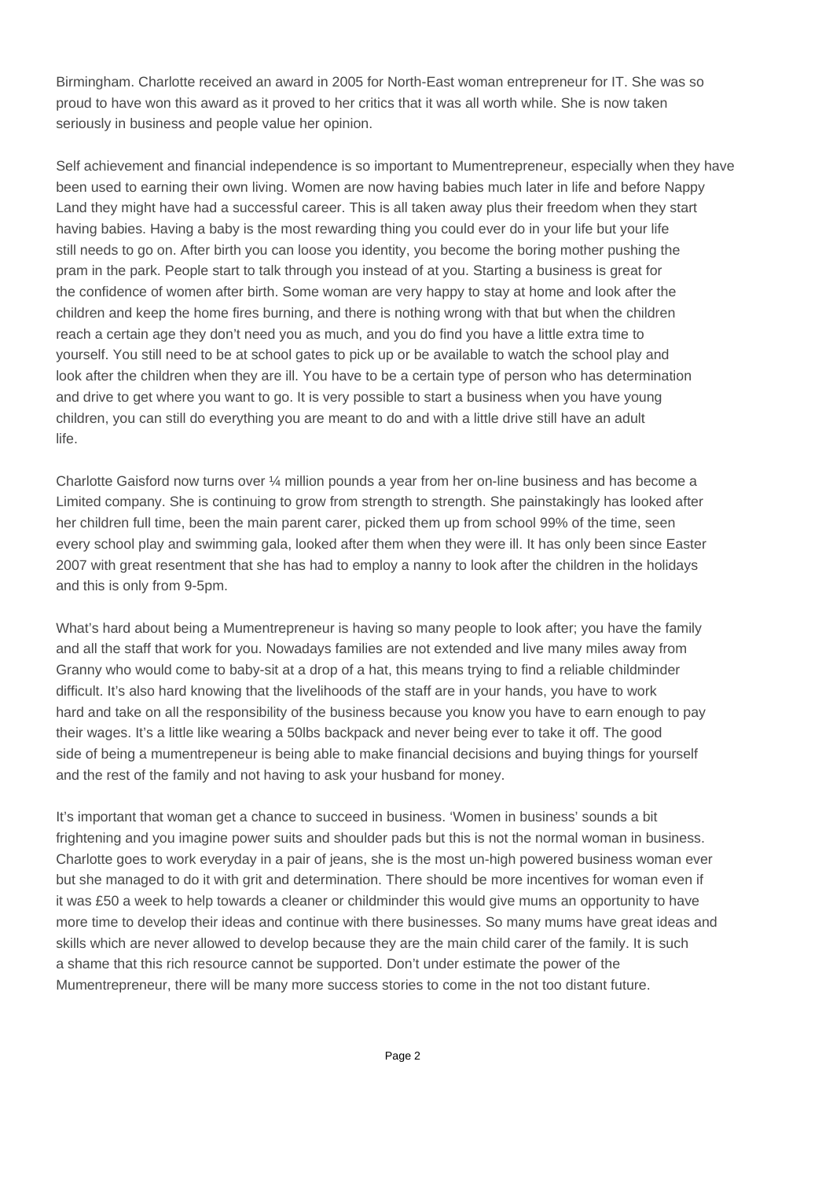Birmingham. Charlotte received an award in 2005 for North-East woman entrepreneur for IT. She was so proud to have won this award as it proved to her critics that it was all worth while. She is now taken seriously in business and people value her opinion.

Self achievement and financial independence is so important to Mumentrepreneur, especially when they have been used to earning their own living. Women are now having babies much later in life and before Nappy Land they might have had a successful career. This is all taken away plus their freedom when they start having babies. Having a baby is the most rewarding thing you could ever do in your life but your life still needs to go on. After birth you can loose you identity, you become the boring mother pushing the pram in the park. People start to talk through you instead of at you. Starting a business is great for the confidence of women after birth. Some woman are very happy to stay at home and look after the children and keep the home fires burning, and there is nothing wrong with that but when the children reach a certain age they don't need you as much, and you do find you have a little extra time to yourself. You still need to be at school gates to pick up or be available to watch the school play and look after the children when they are ill. You have to be a certain type of person who has determination and drive to get where you want to go. It is very possible to start a business when you have young children, you can still do everything you are meant to do and with a little drive still have an adult life.

Charlotte Gaisford now turns over ¼ million pounds a year from her on-line business and has become a Limited company. She is continuing to grow from strength to strength. She painstakingly has looked after her children full time, been the main parent carer, picked them up from school 99% of the time, seen every school play and swimming gala, looked after them when they were ill. It has only been since Easter 2007 with great resentment that she has had to employ a nanny to look after the children in the holidays and this is only from 9-5pm.

What's hard about being a Mumentrepreneur is having so many people to look after; you have the family and all the staff that work for you. Nowadays families are not extended and live many miles away from Granny who would come to baby-sit at a drop of a hat, this means trying to find a reliable childminder difficult. It's also hard knowing that the livelihoods of the staff are in your hands, you have to work hard and take on all the responsibility of the business because you know you have to earn enough to pay their wages. It's a little like wearing a 50lbs backpack and never being ever to take it off. The good side of being a mumentrepeneur is being able to make financial decisions and buying things for yourself and the rest of the family and not having to ask your husband for money.

It's important that woman get a chance to succeed in business. 'Women in business' sounds a bit frightening and you imagine power suits and shoulder pads but this is not the normal woman in business. Charlotte goes to work everyday in a pair of jeans, she is the most un-high powered business woman ever but she managed to do it with grit and determination. There should be more incentives for woman even if it was £50 a week to help towards a cleaner or childminder this would give mums an opportunity to have more time to develop their ideas and continue with there businesses. So many mums have great ideas and skills which are never allowed to develop because they are the main child carer of the family. It is such a shame that this rich resource cannot be supported. Don't under estimate the power of the Mumentrepreneur, there will be many more success stories to come in the not too distant future.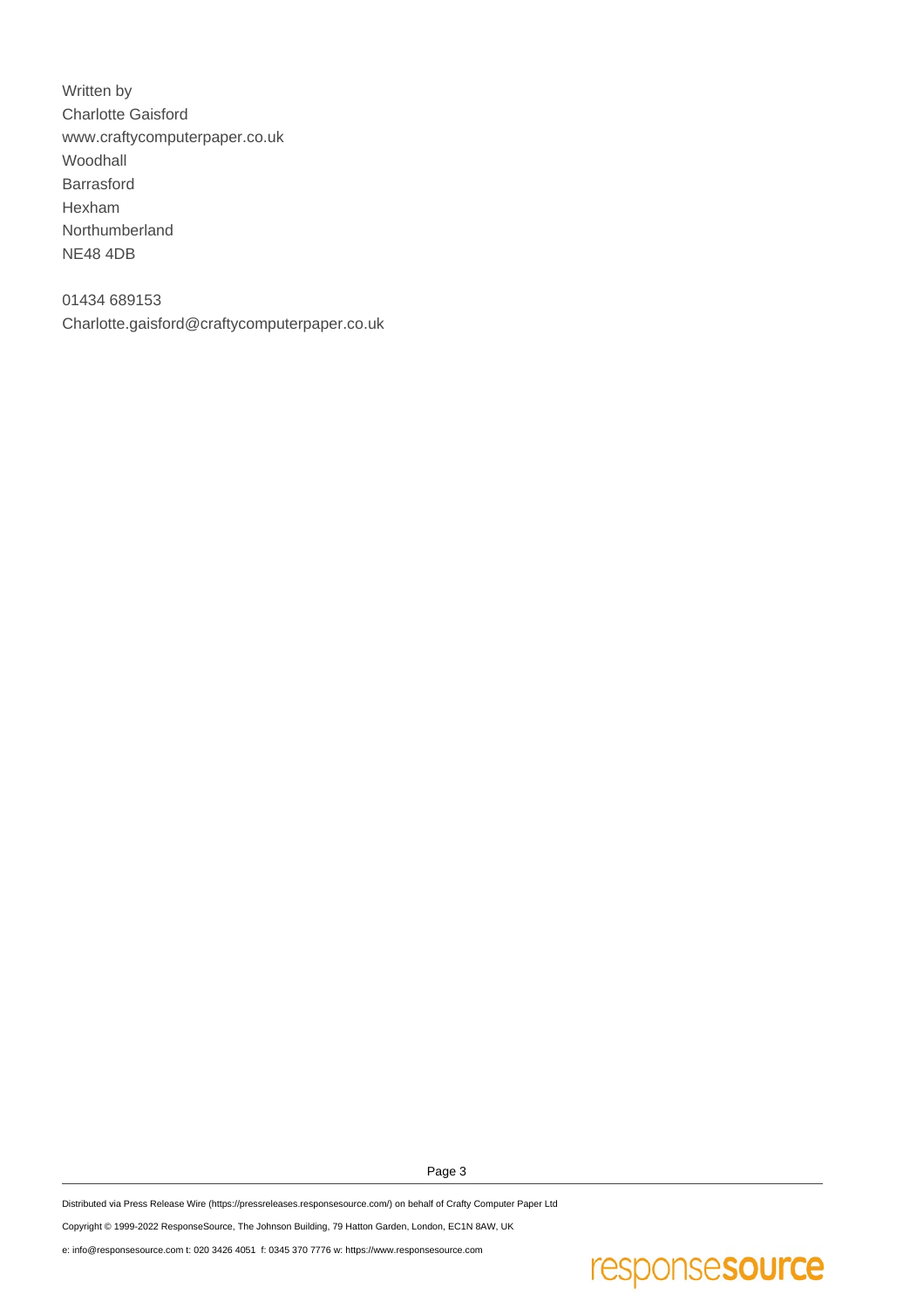Written by
Charlotte Gaisford
www.craftycomputerpaper.co.uk
Woodhall
Barrasford
Hexham
Northumberland
NE48 4DB

01434 689153
Charlotte.gaisford@craftycomputerpaper.co.uk